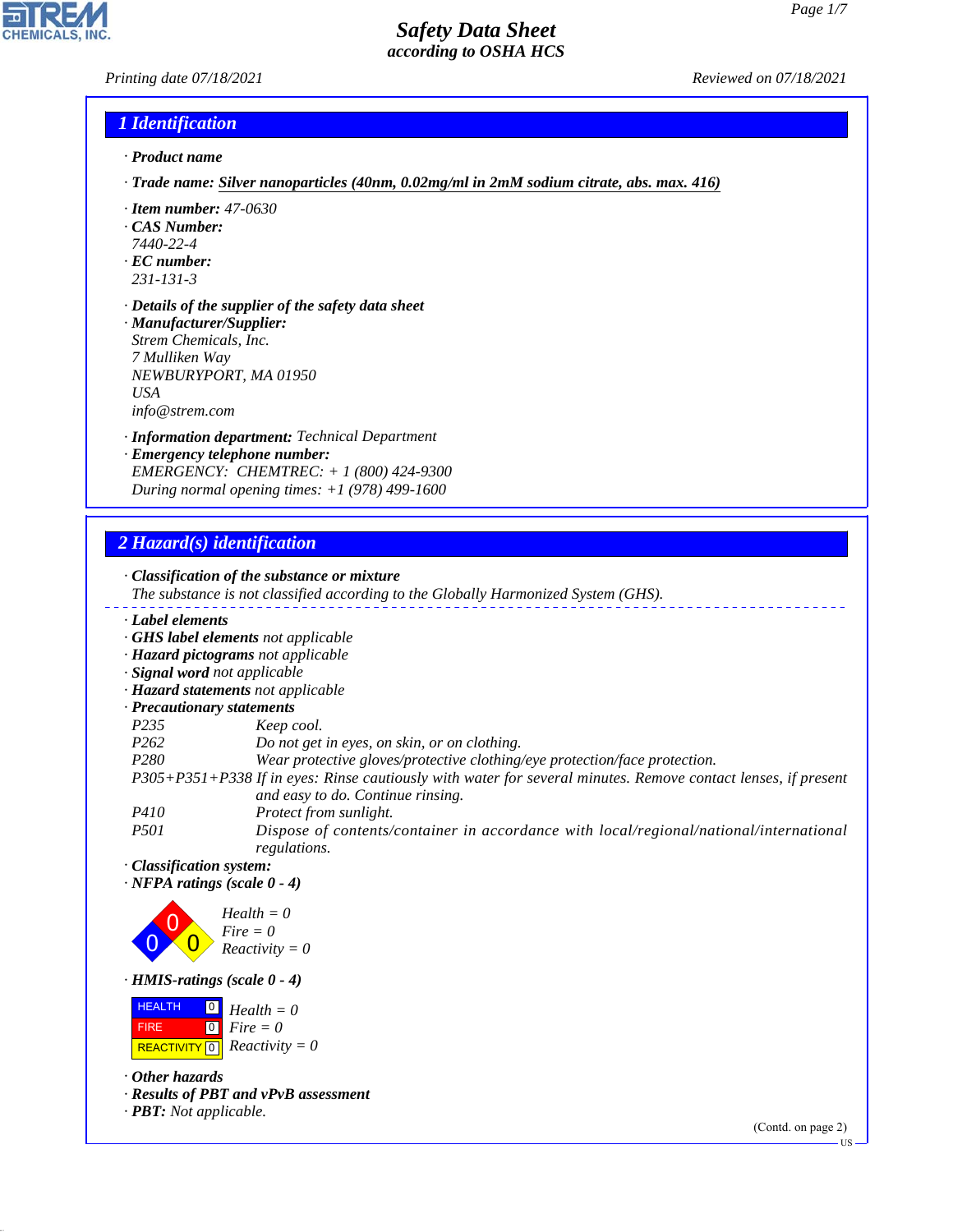# Safety Data Sheet
*according to OSHA HCS*

*Printing date 07/18/2021* *Reviewed on 07/18/2021*

## 1 Identification

· **Product name**

· **Trade name:** Silver nanoparticles (40nm, 0.02mg/ml in 2mM sodium citrate, abs. max. 416)

· **Item number:** 47-0630

· **CAS Number:**
7440-22-4

· **EC number:**
231-131-3

· **Details of the supplier of the safety data sheet**

· **Manufacturer/Supplier:**
Strem Chemicals, Inc.
7 Mulliken Way
NEWBURYPORT, MA 01950
USA
info@strem.com

· **Information department:** Technical Department

· **Emergency telephone number:**
EMERGENCY: CHEMTREC: + 1 (800) 424-9300
During normal opening times: +1 (978) 499-1600

## 2 Hazard(s) identification

· **Classification of the substance or mixture**
The substance is not classified according to the Globally Harmonized System (GHS).

· **Label elements**
· **GHS label elements** not applicable
· **Hazard pictograms** not applicable
· **Signal word** not applicable
· **Hazard statements** not applicable
· **Precautionary statements**

| | |
|---|---|
| P235 | Keep cool. |
| P262 | Do not get in eyes, on skin, or on clothing. |
| P280 | Wear protective gloves/protective clothing/eye protection/face protection. |
| P305+P351+P338 | If in eyes: Rinse cautiously with water for several minutes. Remove contact lenses, if present and easy to do. Continue rinsing. |
| P410 | Protect from sunlight. |
| P501 | Dispose of contents/container in accordance with local/regional/national/international regulations. |

· **Classification system:**
· **NFPA ratings (scale 0 - 4)**

Health = 0
Fire = 0
Reactivity = 0

· **HMIS-ratings (scale 0 - 4)**

| | | |
|---|---|---|
| HEALTH | 0 | Health = 0 |
| FIRE | 0 | Fire = 0 |
| REACTIVITY | 0 | Reactivity = 0 |

· **Other hazards**
· **Results of PBT and vPvB assessment**
· **PBT:** Not applicable.

(Contd. on page 2)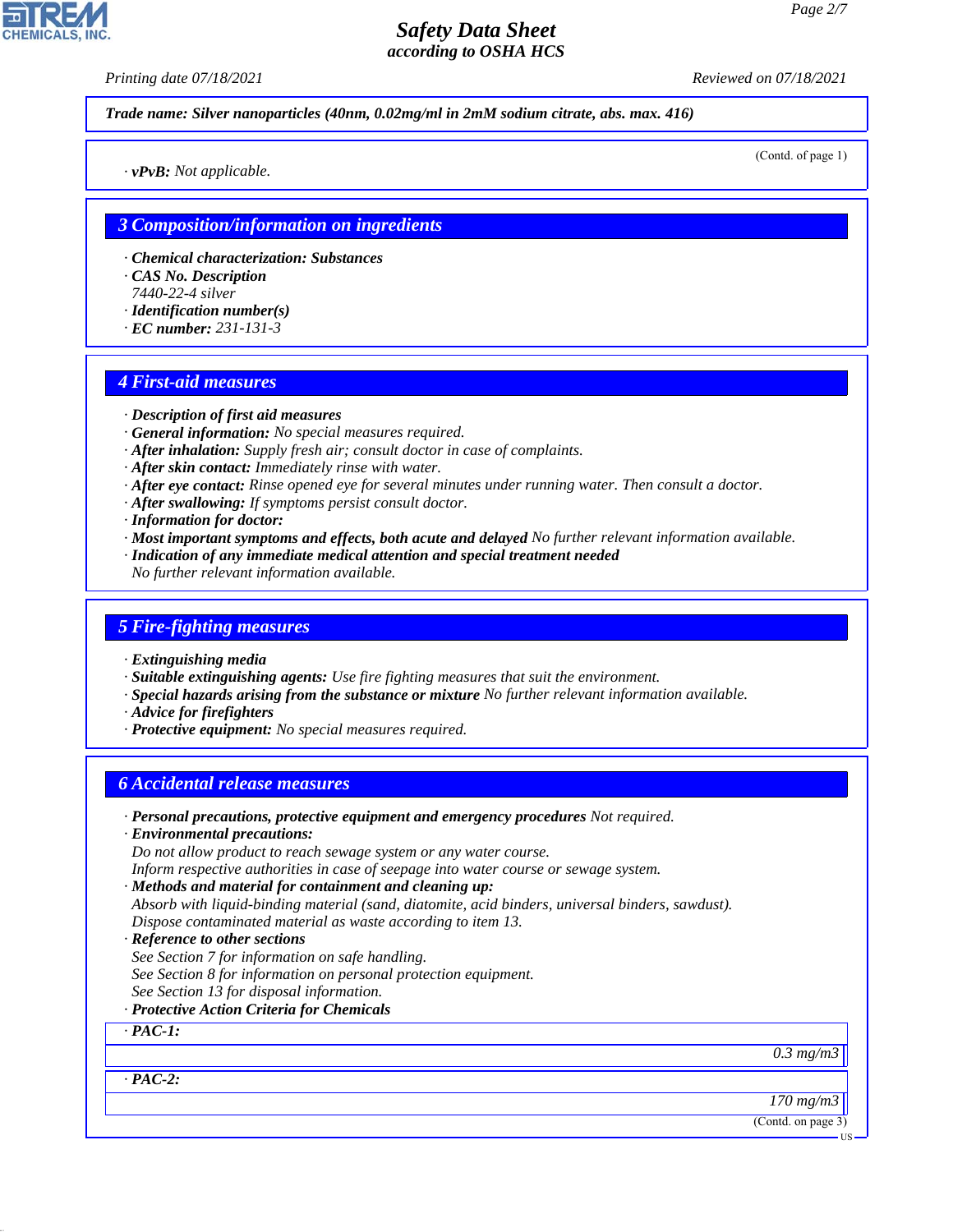Trade name: Silver nanoparticles (40nm, 0.02mg/ml in 2mM sodium citrate, abs. max. 416)

(Contd. of page 1)

· **vPvB:** Not applicable.

## 3 Composition/information on ingredients

· **Chemical characterization: Substances**
· **CAS No. Description**
7440-22-4 silver
· **Identification number(s)**
· **EC number:** 231-131-3

## 4 First-aid measures

· **Description of first aid measures**
· **General information:** No special measures required.
· **After inhalation:** Supply fresh air; consult doctor in case of complaints.
· **After skin contact:** Immediately rinse with water.
· **After eye contact:** Rinse opened eye for several minutes under running water. Then consult a doctor.
· **After swallowing:** If symptoms persist consult doctor.
· **Information for doctor:**
· **Most important symptoms and effects, both acute and delayed** No further relevant information available.
· **Indication of any immediate medical attention and special treatment needed**
No further relevant information available.

## 5 Fire-fighting measures

· **Extinguishing media**
· **Suitable extinguishing agents:** Use fire fighting measures that suit the environment.
· **Special hazards arising from the substance or mixture** No further relevant information available.
· **Advice for firefighters**
· **Protective equipment:** No special measures required.

## 6 Accidental release measures

· **Personal precautions, protective equipment and emergency procedures** Not required.
· **Environmental precautions:**
Do not allow product to reach sewage system or any water course.
Inform respective authorities in case of seepage into water course or sewage system.
· **Methods and material for containment and cleaning up:**
Absorb with liquid-binding material (sand, diatomite, acid binders, universal binders, sawdust).
Dispose contaminated material as waste according to item 13.
· **Reference to other sections**
See Section 7 for information on safe handling.
See Section 8 for information on personal protection equipment.
See Section 13 for disposal information.
· **Protective Action Criteria for Chemicals**

| · **PAC-1:** |
|---|
| 0.3 mg/m3 |

| · **PAC-2:** |
|---|
| 170 mg/m3 |

(Contd. on page 3)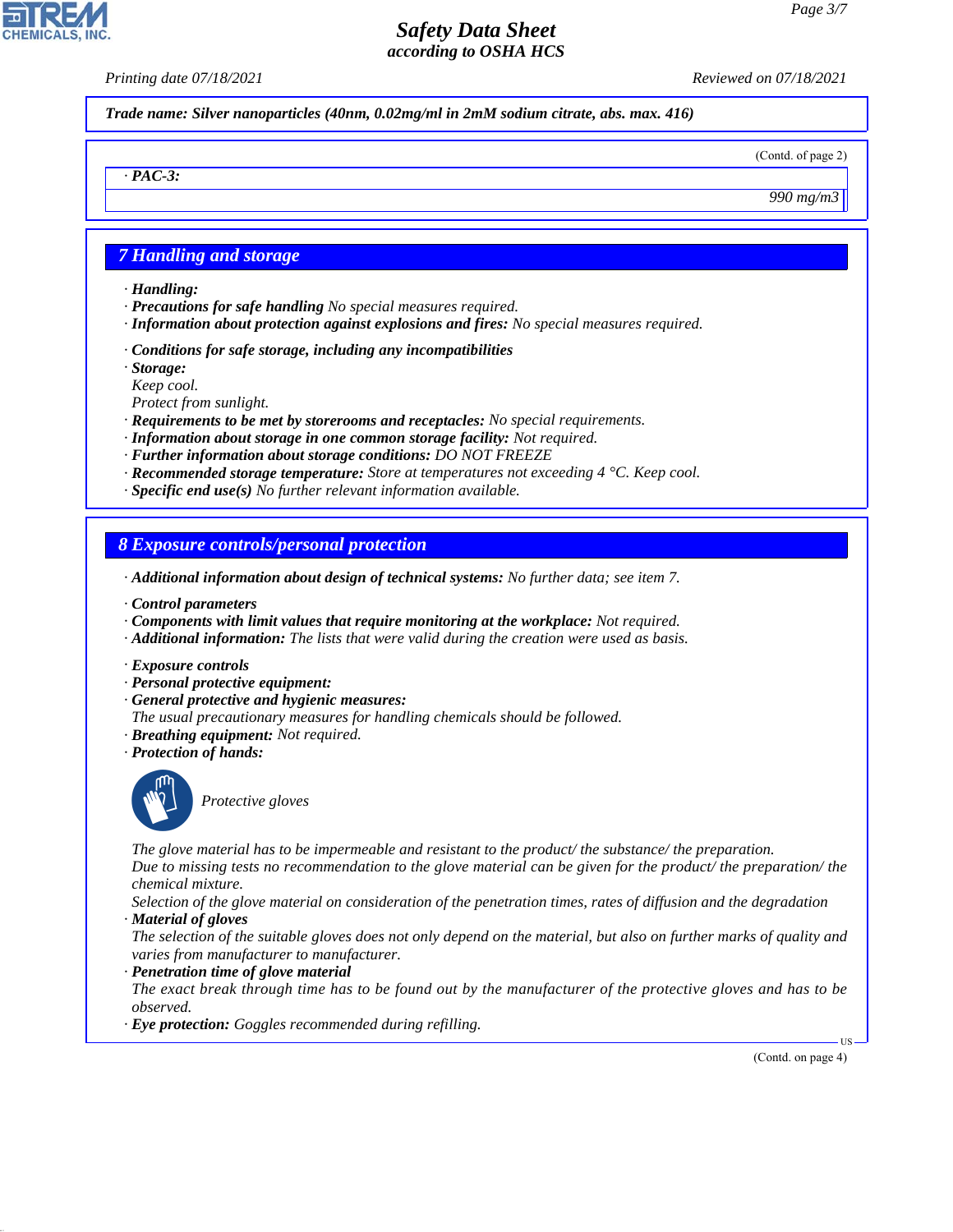**Trade name: Silver nanoparticles (40nm, 0.02mg/ml in 2mM sodium citrate, abs. max. 416)**

(Contd. of page 2)

· **PAC-3:**

990 mg/m3

## 7 Handling and storage

· **Handling:**
· **Precautions for safe handling** No special measures required.
· **Information about protection against explosions and fires:** No special measures required.

· **Conditions for safe storage, including any incompatibilities**
· **Storage:**
Keep cool.
Protect from sunlight.
· **Requirements to be met by storerooms and receptacles:** No special requirements.
· **Information about storage in one common storage facility:** Not required.
· **Further information about storage conditions:** DO NOT FREEZE
· **Recommended storage temperature:** Store at temperatures not exceeding 4 °C. Keep cool.
· **Specific end use(s)** No further relevant information available.

## 8 Exposure controls/personal protection

· **Additional information about design of technical systems:** No further data; see item 7.

· **Control parameters**
· **Components with limit values that require monitoring at the workplace:** Not required.
· **Additional information:** The lists that were valid during the creation were used as basis.

· **Exposure controls**
· **Personal protective equipment:**
· **General protective and hygienic measures:**
The usual precautionary measures for handling chemicals should be followed.
· **Breathing equipment:** Not required.
· **Protection of hands:**

Protective gloves

The glove material has to be impermeable and resistant to the product/ the substance/ the preparation.
Due to missing tests no recommendation to the glove material can be given for the product/ the preparation/ the chemical mixture.
Selection of the glove material on consideration of the penetration times, rates of diffusion and the degradation
· **Material of gloves**
The selection of the suitable gloves does not only depend on the material, but also on further marks of quality and varies from manufacturer to manufacturer.
· **Penetration time of glove material**
The exact break through time has to be found out by the manufacturer of the protective gloves and has to be observed.
· **Eye protection:** Goggles recommended during refilling.

(Contd. on page 4)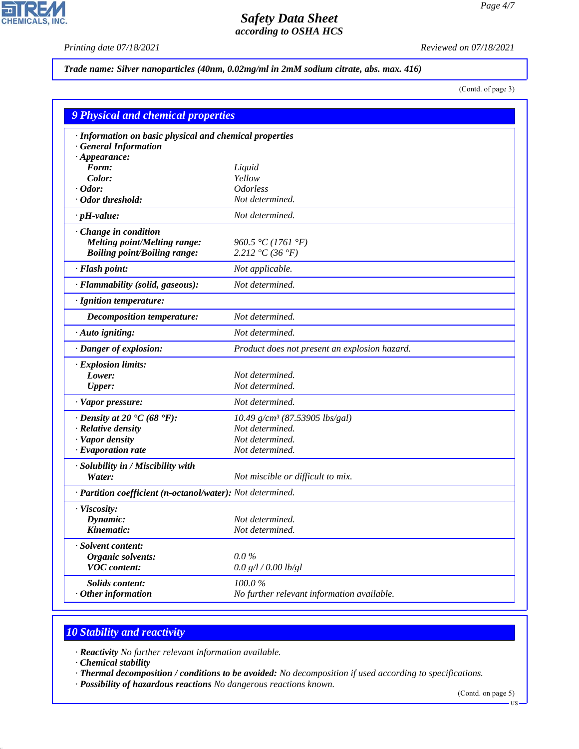*Trade name: Silver nanoparticles (40nm, 0.02mg/ml in 2mM sodium citrate, abs. max. 416)*

(Contd. of page 3)

## 9 Physical and chemical properties

| | |
|---|---|
| · **Information on basic physical and chemical properties** | |
| · **General Information** | |
| · **Appearance:** | |
| **Form:** | Liquid |
| **Color:** | Yellow |
| · **Odor:** | Odorless |
| · **Odor threshold:** | Not determined. |
| · **pH-value:** | Not determined. |
| · **Change in condition** | |
| **Melting point/Melting range:** | 960.5 °C (1761 °F) |
| **Boiling point/Boiling range:** | 2.212 °C (36 °F) |
| · **Flash point:** | Not applicable. |
| · **Flammability (solid, gaseous):** | Not determined. |
| · **Ignition temperature:** | |
| **Decomposition temperature:** | Not determined. |
| · **Auto igniting:** | Not determined. |
| · **Danger of explosion:** | Product does not present an explosion hazard. |
| · **Explosion limits:** | |
| **Lower:** | Not determined. |
| **Upper:** | Not determined. |
| · **Vapor pressure:** | Not determined. |
| · **Density at 20 °C (68 °F):** | 10.49 g/cm³ (87.53905 lbs/gal) |
| · **Relative density** | Not determined. |
| · **Vapor density** | Not determined. |
| · **Evaporation rate** | Not determined. |
| · **Solubility in / Miscibility with** | |
| **Water:** | Not miscible or difficult to mix. |
| · **Partition coefficient (n-octanol/water):** | Not determined. |
| · **Viscosity:** | |
| **Dynamic:** | Not determined. |
| **Kinematic:** | Not determined. |
| · **Solvent content:** | |
| **Organic solvents:** | 0.0 % |
| **VOC content:** | 0.0 g/l / 0.00 lb/gl |
| **Solids content:** | 100.0 % |
| · **Other information** | No further relevant information available. |

## 10 Stability and reactivity

· **Reactivity** No further relevant information available.
· **Chemical stability**
· **Thermal decomposition / conditions to be avoided:** No decomposition if used according to specifications.
· **Possibility of hazardous reactions** No dangerous reactions known.

(Contd. on page 5)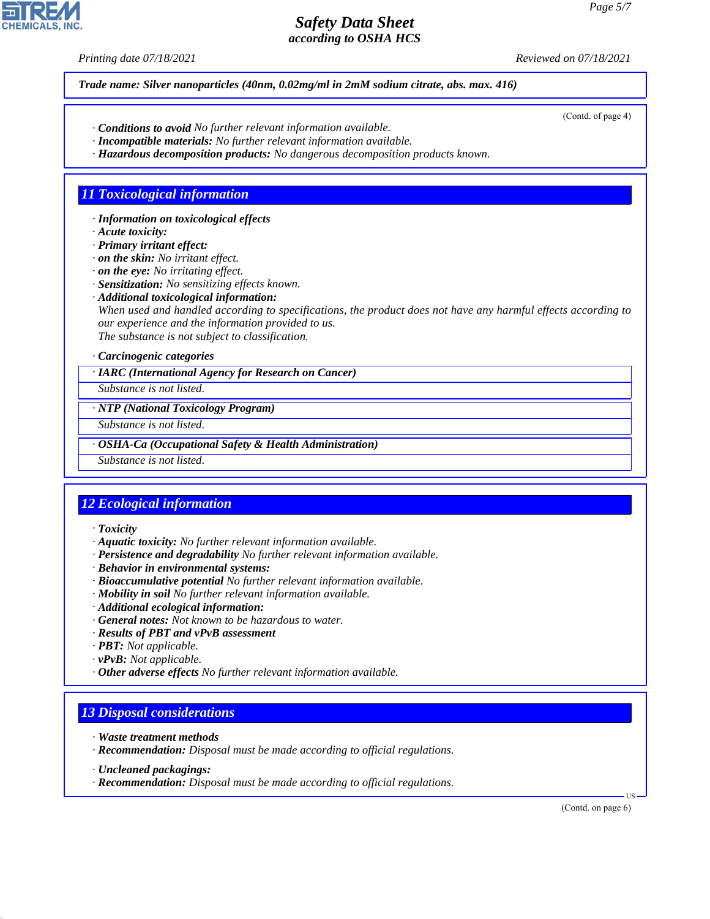**Trade name: Silver nanoparticles (40nm, 0.02mg/ml in 2mM sodium citrate, abs. max. 416)**

(Contd. of page 4)

· **Conditions to avoid** No further relevant information available.
· **Incompatible materials:** No further relevant information available.
· **Hazardous decomposition products:** No dangerous decomposition products known.

## 11 Toxicological information

· **Information on toxicological effects**
· **Acute toxicity:**
· **Primary irritant effect:**
· **on the skin:** No irritant effect.
· **on the eye:** No irritating effect.
· **Sensitization:** No sensitizing effects known.
· **Additional toxicological information:**
When used and handled according to specifications, the product does not have any harmful effects according to our experience and the information provided to us.
The substance is not subject to classification.

· **Carcinogenic categories**

| · IARC (International Agency for Research on Cancer) |
|---|
| Substance is not listed. |

| · NTP (National Toxicology Program) |
|---|
| Substance is not listed. |

| · OSHA-Ca (Occupational Safety & Health Administration) |
|---|
| Substance is not listed. |

## 12 Ecological information

· **Toxicity**
· **Aquatic toxicity:** No further relevant information available.
· **Persistence and degradability** No further relevant information available.
· **Behavior in environmental systems:**
· **Bioaccumulative potential** No further relevant information available.
· **Mobility in soil** No further relevant information available.
· **Additional ecological information:**
· **General notes:** Not known to be hazardous to water.
· **Results of PBT and vPvB assessment**
· **PBT:** Not applicable.
· **vPvB:** Not applicable.
· **Other adverse effects** No further relevant information available.

## 13 Disposal considerations

· **Waste treatment methods**
· **Recommendation:** Disposal must be made according to official regulations.

· **Uncleaned packagings:**
· **Recommendation:** Disposal must be made according to official regulations.

(Contd. on page 6)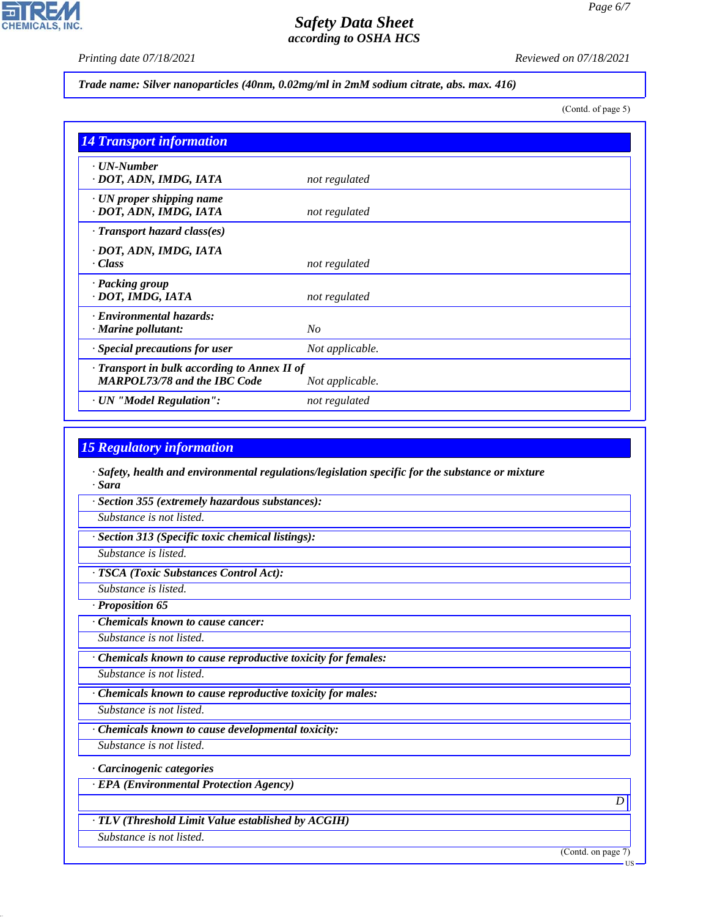Trade name: Silver nanoparticles (40nm, 0.02mg/ml in 2mM sodium citrate, abs. max. 416)

(Contd. of page 5)

## 14 Transport information

| | |
|---|---|
| · UN-Number<br>· DOT, ADN, IMDG, IATA | not regulated |
| · UN proper shipping name<br>· DOT, ADN, IMDG, IATA | not regulated |
| · Transport hazard class(es)<br><br>· DOT, ADN, IMDG, IATA<br>· Class | not regulated |
| · Packing group<br>· DOT, IMDG, IATA | not regulated |
| · Environmental hazards:<br>· Marine pollutant: | No |
| · Special precautions for user | Not applicable. |
| · Transport in bulk according to Annex II of MARPOL73/78 and the IBC Code | Not applicable. |
| · UN "Model Regulation": | not regulated |

## 15 Regulatory information

· **Safety, health and environmental regulations/legislation specific for the substance or mixture**

· **Sara**

· **Section 355 (extremely hazardous substances):**

Substance is not listed.

· **Section 313 (Specific toxic chemical listings):**

Substance is listed.

· **TSCA (Toxic Substances Control Act):**

Substance is listed.

· **Proposition 65**

· **Chemicals known to cause cancer:**

Substance is not listed.

· **Chemicals known to cause reproductive toxicity for females:**

Substance is not listed.

· **Chemicals known to cause reproductive toxicity for males:**

Substance is not listed.

· **Chemicals known to cause developmental toxicity:**

Substance is not listed.

· **Carcinogenic categories**

· **EPA (Environmental Protection Agency)**

D

· **TLV (Threshold Limit Value established by ACGIH)**

Substance is not listed.

(Contd. on page 7)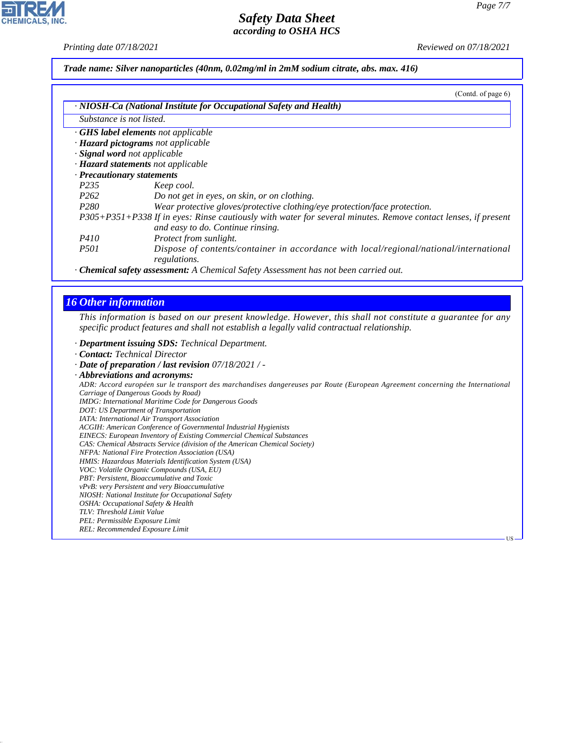**Trade name: Silver nanoparticles (40nm, 0.02mg/ml in 2mM sodium citrate, abs. max. 416)**

(Contd. of page 6)

· **NIOSH-Ca (National Institute for Occupational Safety and Health)**

Substance is not listed.

· **GHS label elements** not applicable
· **Hazard pictograms** not applicable
· **Signal word** not applicable
· **Hazard statements** not applicable
· **Precautionary statements**

| | |
|---|---|
| P235 | Keep cool. |
| P262 | Do not get in eyes, on skin, or on clothing. |
| P280 | Wear protective gloves/protective clothing/eye protection/face protection. |
| P305+P351+P338 | If in eyes: Rinse cautiously with water for several minutes. Remove contact lenses, if present and easy to do. Continue rinsing. |
| P410 | Protect from sunlight. |
| P501 | Dispose of contents/container in accordance with local/regional/national/international regulations. |

· **Chemical safety assessment:** A Chemical Safety Assessment has not been carried out.

## 16 Other information

This information is based on our present knowledge. However, this shall not constitute a guarantee for any specific product features and shall not establish a legally valid contractual relationship.

· **Department issuing SDS:** Technical Department.
· **Contact:** Technical Director
· **Date of preparation / last revision** 07/18/2021 / -
· **Abbreviations and acronyms:**

ADR: Accord européen sur le transport des marchandises dangereuses par Route (European Agreement concerning the International Carriage of Dangerous Goods by Road)
IMDG: International Maritime Code for Dangerous Goods
DOT: US Department of Transportation
IATA: International Air Transport Association
ACGIH: American Conference of Governmental Industrial Hygienists
EINECS: European Inventory of Existing Commercial Chemical Substances
CAS: Chemical Abstracts Service (division of the American Chemical Society)
NFPA: National Fire Protection Association (USA)
HMIS: Hazardous Materials Identification System (USA)
VOC: Volatile Organic Compounds (USA, EU)
PBT: Persistent, Bioaccumulative and Toxic
vPvB: very Persistent and very Bioaccumulative
NIOSH: National Institute for Occupational Safety
OSHA: Occupational Safety & Health
TLV: Threshold Limit Value
PEL: Permissible Exposure Limit
REL: Recommended Exposure Limit